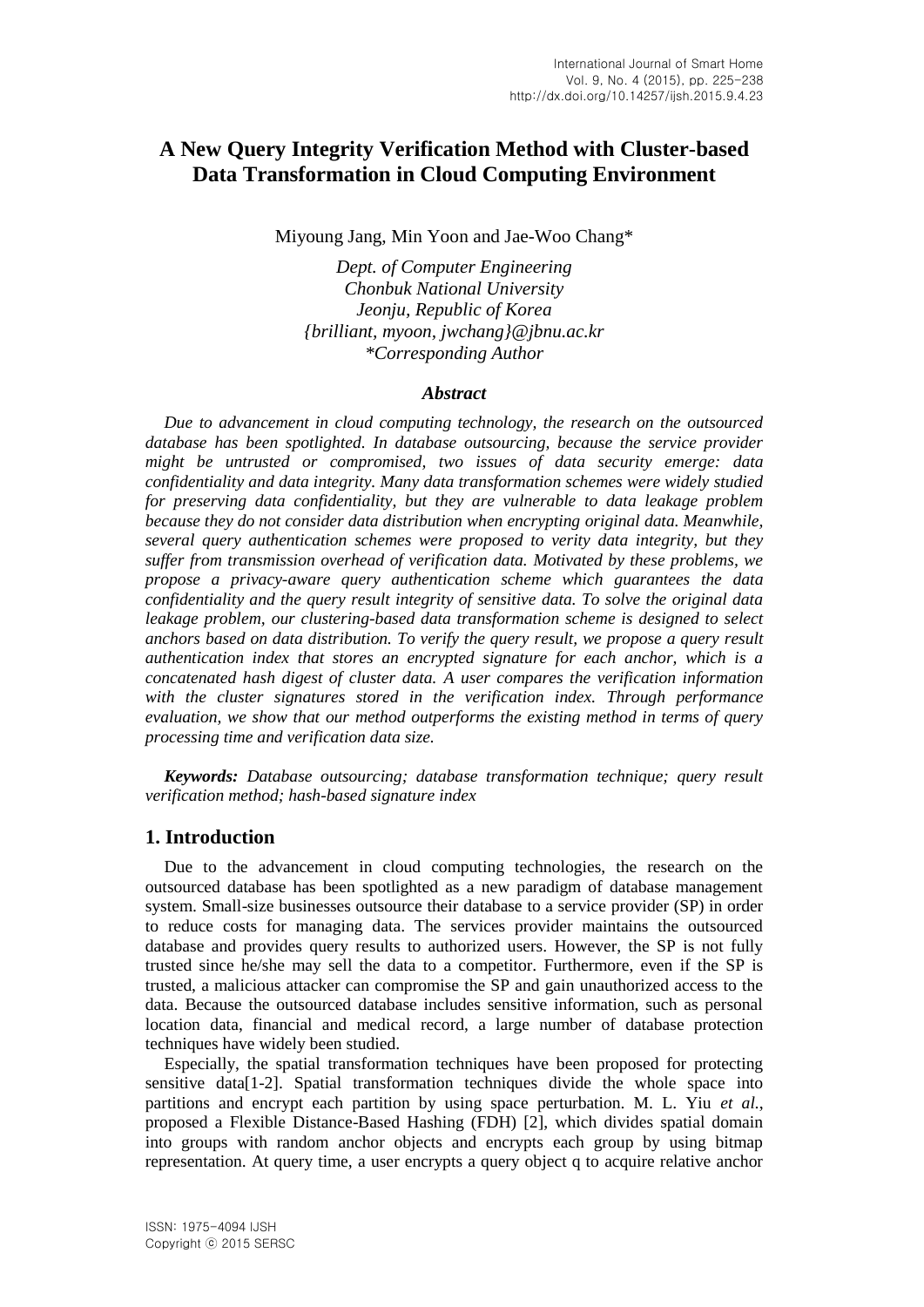# A New Query Integrity Verification Method with Cluster-based Data Transformation in Cloud Computing Environment

Miyoung Jang, Min Yoon and Jae-Woo Chang*

*Dept. of Computer Engineering*
*Chonbuk National University*
*Jeonju, Republic of Korea*
*{brilliant, myoon, jwchang}@jbnu.ac.kr*
*\*Corresponding Author*

### *Abstract*

*Due to advancement in cloud computing technology, the research on the outsourced database has been spotlighted. In database outsourcing, because the service provider might be untrusted or compromised, two issues of data security emerge: data confidentiality and data integrity. Many data transformation schemes were widely studied for preserving data confidentiality, but they are vulnerable to data leakage problem because they do not consider data distribution when encrypting original data. Meanwhile, several query authentication schemes were proposed to verity data integrity, but they suffer from transmission overhead of verification data. Motivated by these problems, we propose a privacy-aware query authentication scheme which guarantees the data confidentiality and the query result integrity of sensitive data. To solve the original data leakage problem, our clustering-based data transformation scheme is designed to select anchors based on data distribution. To verify the query result, we propose a query result authentication index that stores an encrypted signature for each anchor, which is a concatenated hash digest of cluster data. A user compares the verification information with the cluster signatures stored in the verification index. Through performance evaluation, we show that our method outperforms the existing method in terms of query processing time and verification data size.*

***Keywords:*** *Database outsourcing; database transformation technique; query result verification method; hash-based signature index*

## 1. Introduction

Due to the advancement in cloud computing technologies, the research on the outsourced database has been spotlighted as a new paradigm of database management system. Small-size businesses outsource their database to a service provider (SP) in order to reduce costs for managing data. The services provider maintains the outsourced database and provides query results to authorized users. However, the SP is not fully trusted since he/she may sell the data to a competitor. Furthermore, even if the SP is trusted, a malicious attacker can compromise the SP and gain unauthorized access to the data. Because the outsourced database includes sensitive information, such as personal location data, financial and medical record, a large number of database protection techniques have widely been studied.

Especially, the spatial transformation techniques have been proposed for protecting sensitive data[1-2]. Spatial transformation techniques divide the whole space into partitions and encrypt each partition by using space perturbation. M. L. Yiu *et al.*, proposed a Flexible Distance-Based Hashing (FDH) [2], which divides spatial domain into groups with random anchor objects and encrypts each group by using bitmap representation. At query time, a user encrypts a query object q to acquire relative anchor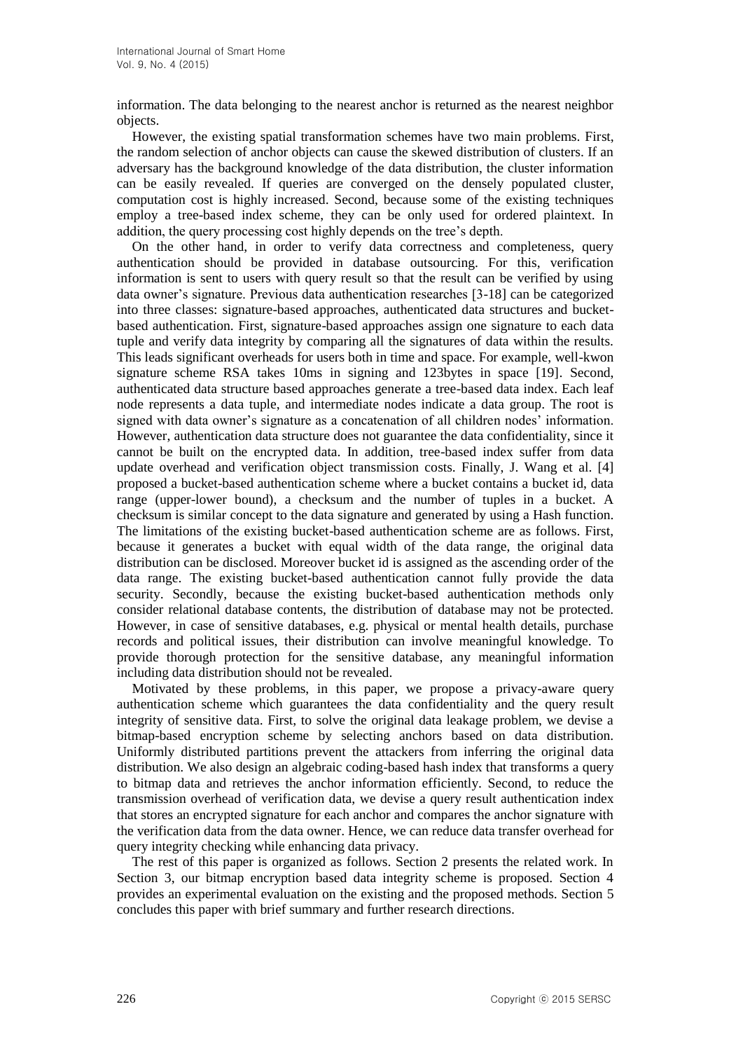information. The data belonging to the nearest anchor is returned as the nearest neighbor objects.

However, the existing spatial transformation schemes have two main problems. First, the random selection of anchor objects can cause the skewed distribution of clusters. If an adversary has the background knowledge of the data distribution, the cluster information can be easily revealed. If queries are converged on the densely populated cluster, computation cost is highly increased. Second, because some of the existing techniques employ a tree-based index scheme, they can be only used for ordered plaintext. In addition, the query processing cost highly depends on the tree's depth.

On the other hand, in order to verify data correctness and completeness, query authentication should be provided in database outsourcing. For this, verification information is sent to users with query result so that the result can be verified by using data owner's signature. Previous data authentication researches [3-18] can be categorized into three classes: signature-based approaches, authenticated data structures and bucket-based authentication. First, signature-based approaches assign one signature to each data tuple and verify data integrity by comparing all the signatures of data within the results. This leads significant overheads for users both in time and space. For example, well-kwon signature scheme RSA takes 10ms in signing and 123bytes in space [19]. Second, authenticated data structure based approaches generate a tree-based data index. Each leaf node represents a data tuple, and intermediate nodes indicate a data group. The root is signed with data owner's signature as a concatenation of all children nodes' information. However, authentication data structure does not guarantee the data confidentiality, since it cannot be built on the encrypted data. In addition, tree-based index suffer from data update overhead and verification object transmission costs. Finally, J. Wang et al. [4] proposed a bucket-based authentication scheme where a bucket contains a bucket id, data range (upper-lower bound), a checksum and the number of tuples in a bucket. A checksum is similar concept to the data signature and generated by using a Hash function. The limitations of the existing bucket-based authentication scheme are as follows. First, because it generates a bucket with equal width of the data range, the original data distribution can be disclosed. Moreover bucket id is assigned as the ascending order of the data range. The existing bucket-based authentication cannot fully provide the data security. Secondly, because the existing bucket-based authentication methods only consider relational database contents, the distribution of database may not be protected. However, in case of sensitive databases, e.g. physical or mental health details, purchase records and political issues, their distribution can involve meaningful knowledge. To provide thorough protection for the sensitive database, any meaningful information including data distribution should not be revealed.

Motivated by these problems, in this paper, we propose a privacy-aware query authentication scheme which guarantees the data confidentiality and the query result integrity of sensitive data. First, to solve the original data leakage problem, we devise a bitmap-based encryption scheme by selecting anchors based on data distribution. Uniformly distributed partitions prevent the attackers from inferring the original data distribution. We also design an algebraic coding-based hash index that transforms a query to bitmap data and retrieves the anchor information efficiently. Second, to reduce the transmission overhead of verification data, we devise a query result authentication index that stores an encrypted signature for each anchor and compares the anchor signature with the verification data from the data owner. Hence, we can reduce data transfer overhead for query integrity checking while enhancing data privacy.

The rest of this paper is organized as follows. Section 2 presents the related work. In Section 3, our bitmap encryption based data integrity scheme is proposed. Section 4 provides an experimental evaluation on the existing and the proposed methods. Section 5 concludes this paper with brief summary and further research directions.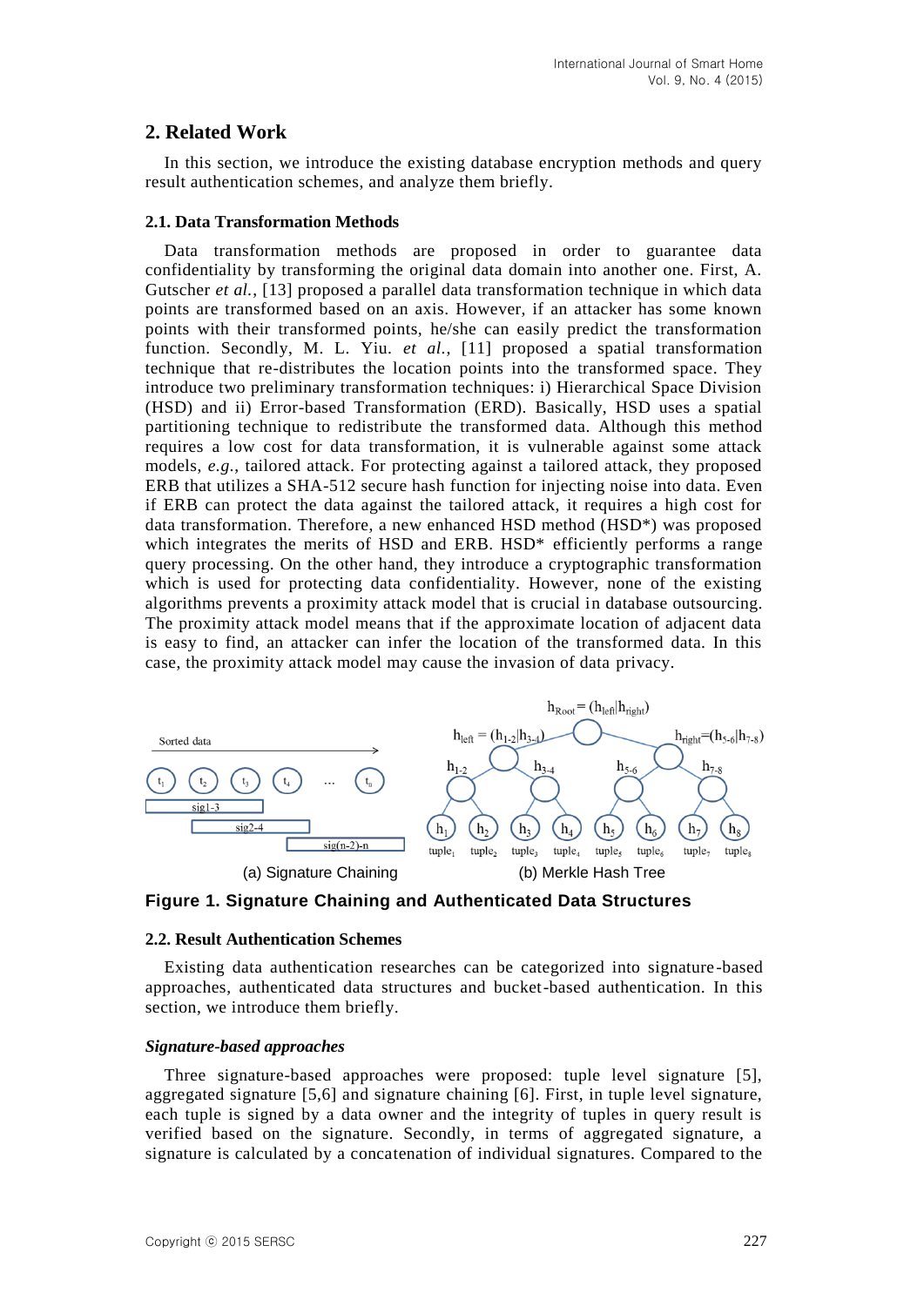## 2. Related Work

In this section, we introduce the existing database encryption methods and query result authentication schemes, and analyze them briefly.

### 2.1. Data Transformation Methods

Data transformation methods are proposed in order to guarantee data confidentiality by transforming the original data domain into another one. First, A. Gutscher *et al.*, [13] proposed a parallel data transformation technique in which data points are transformed based on an axis. However, if an attacker has some known points with their transformed points, he/she can easily predict the transformation function. Secondly, M. L. Yiu. *et al.*, [11] proposed a spatial transformation technique that re-distributes the location points into the transformed space. They introduce two preliminary transformation techniques: i) Hierarchical Space Division (HSD) and ii) Error-based Transformation (ERD). Basically, HSD uses a spatial partitioning technique to redistribute the transformed data. Although this method requires a low cost for data transformation, it is vulnerable against some attack models, *e.g.*, tailored attack. For protecting against a tailored attack, they proposed ERB that utilizes a SHA-512 secure hash function for injecting noise into data. Even if ERB can protect the data against the tailored attack, it requires a high cost for data transformation. Therefore, a new enhanced HSD method (HSD*) was proposed which integrates the merits of HSD and ERB. HSD* efficiently performs a range query processing. On the other hand, they introduce a cryptographic transformation which is used for protecting data confidentiality. However, none of the existing algorithms prevents a proximity attack model that is crucial in database outsourcing. The proximity attack model means that if the approximate location of adjacent data is easy to find, an attacker can infer the location of the transformed data. In this case, the proximity attack model may cause the invasion of data privacy.

(a) Signature Chaining (b) Merkle Hash Tree

**Figure 1. Signature Chaining and Authenticated Data Structures**

### 2.2. Result Authentication Schemes

Existing data authentication researches can be categorized into signature-based approaches, authenticated data structures and bucket-based authentication. In this section, we introduce them briefly.

***Signature-based approaches***

Three signature-based approaches were proposed: tuple level signature [5], aggregated signature [5,6] and signature chaining [6]. First, in tuple level signature, each tuple is signed by a data owner and the integrity of tuples in query result is verified based on the signature. Secondly, in terms of aggregated signature, a signature is calculated by a concatenation of individual signatures. Compared to the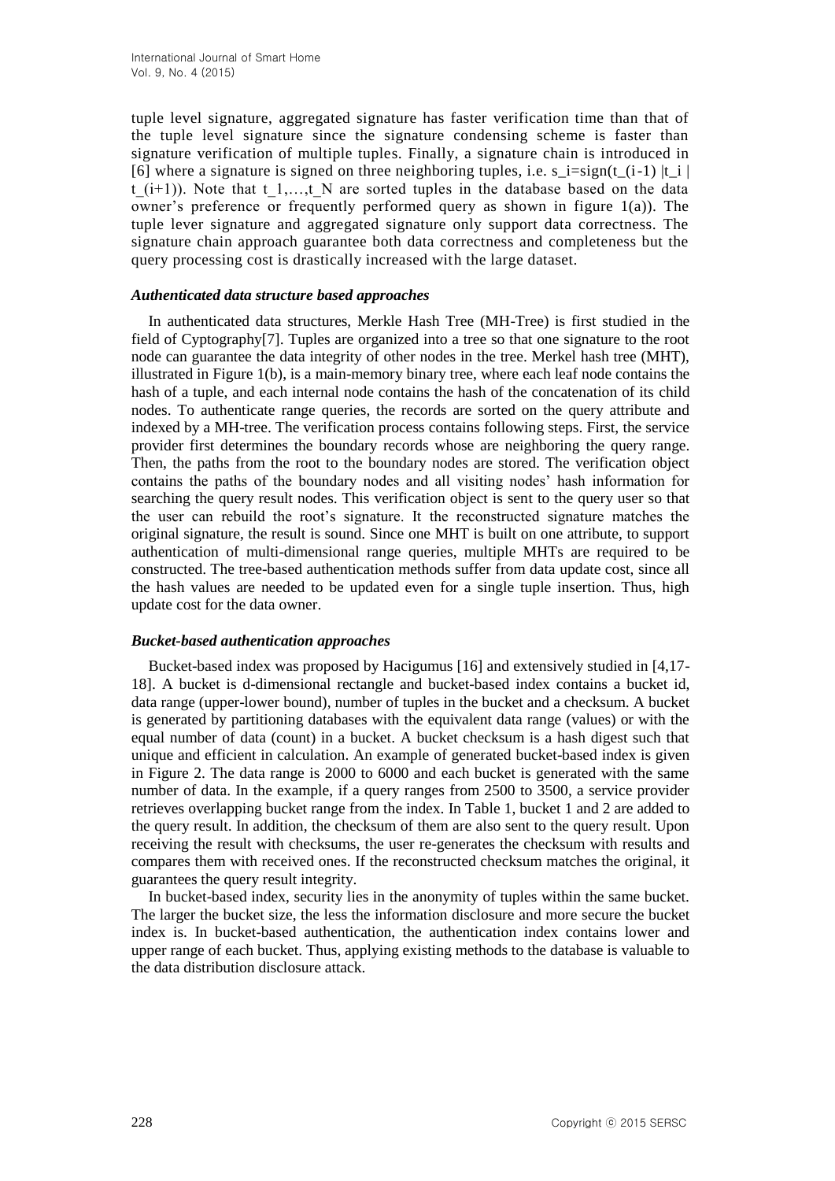tuple level signature, aggregated signature has faster verification time than that of the tuple level signature since the signature condensing scheme is faster than signature verification of multiple tuples. Finally, a signature chain is introduced in [6] where a signature is signed on three neighboring tuples, i.e. $s_i=sign(t_{(i-1)} | t_i | t_{(i+1)})$. Note that $t_1,\dots,t_N$ are sorted tuples in the database based on the data owner's preference or frequently performed query as shown in figure 1(a)). The tuple lever signature and aggregated signature only support data correctness. The signature chain approach guarantee both data correctness and completeness but the query processing cost is drastically increased with the large dataset.

***Authenticated data structure based approaches***

In authenticated data structures, Merkle Hash Tree (MH-Tree) is first studied in the field of Cyptography[7]. Tuples are organized into a tree so that one signature to the root node can guarantee the data integrity of other nodes in the tree. Merkel hash tree (MHT), illustrated in Figure 1(b), is a main-memory binary tree, where each leaf node contains the hash of a tuple, and each internal node contains the hash of the concatenation of its child nodes. To authenticate range queries, the records are sorted on the query attribute and indexed by a MH-tree. The verification process contains following steps. First, the service provider first determines the boundary records whose are neighboring the query range. Then, the paths from the root to the boundary nodes are stored. The verification object contains the paths of the boundary nodes and all visiting nodes' hash information for searching the query result nodes. This verification object is sent to the query user so that the user can rebuild the root's signature. It the reconstructed signature matches the original signature, the result is sound. Since one MHT is built on one attribute, to support authentication of multi-dimensional range queries, multiple MHTs are required to be constructed. The tree-based authentication methods suffer from data update cost, since all the hash values are needed to be updated even for a single tuple insertion. Thus, high update cost for the data owner.

***Bucket-based authentication approaches***

Bucket-based index was proposed by Hacigumus [16] and extensively studied in [4,17-18]. A bucket is d-dimensional rectangle and bucket-based index contains a bucket id, data range (upper-lower bound), number of tuples in the bucket and a checksum. A bucket is generated by partitioning databases with the equivalent data range (values) or with the equal number of data (count) in a bucket. A bucket checksum is a hash digest such that unique and efficient in calculation. An example of generated bucket-based index is given in Figure 2. The data range is 2000 to 6000 and each bucket is generated with the same number of data. In the example, if a query ranges from 2500 to 3500, a service provider retrieves overlapping bucket range from the index. In Table 1, bucket 1 and 2 are added to the query result. In addition, the checksum of them are also sent to the query result. Upon receiving the result with checksums, the user re-generates the checksum with results and compares them with received ones. If the reconstructed checksum matches the original, it guarantees the query result integrity.

In bucket-based index, security lies in the anonymity of tuples within the same bucket. The larger the bucket size, the less the information disclosure and more secure the bucket index is. In bucket-based authentication, the authentication index contains lower and upper range of each bucket. Thus, applying existing methods to the database is valuable to the data distribution disclosure attack.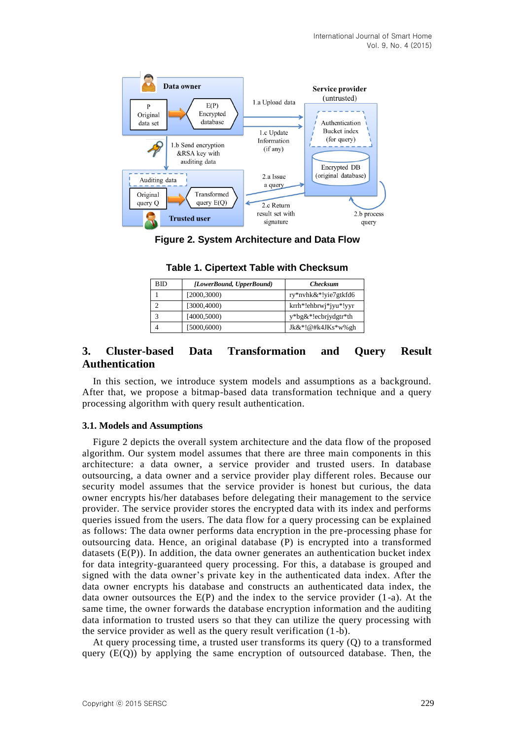Data owner

P Original data set

E(P) Encrypted database

1.a Upload data

1.c Update Information (if any)

Service provider (untrusted)

Authentication Bucket index (for query)

Encrypted DB (original database)

1.b Send encryption &RSA key with auditing data

Auditing data

Original query Q

Transformed query E(Q)

Trusted user

2.a Issue a query

2.c Return result set with signature

2.b process query

**Figure 2. System Architecture and Data Flow**

**Table 1. Cipertext Table with Checksum**

| BID | *[LowerBound, UpperBound)* | *Checksum* |
|---|---|---|
| 1 | [2000,3000) | ry*nvhk&*!yie7gtkfd6 |
| 2 | [3000,4000) | krrh*!ehbrwj*jyu*!yyr |
| 3 | [4000,5000) | y*bg&*!ecbrjydgtr*th |
| 4 | [5000,6000) | Jk&*!@#k4JKs*w%gh |

## 3. Cluster-based Data Transformation and Query Result Authentication

In this section, we introduce system models and assumptions as a background. After that, we propose a bitmap-based data transformation technique and a query processing algorithm with query result authentication.

### 3.1. Models and Assumptions

Figure 2 depicts the overall system architecture and the data flow of the proposed algorithm. Our system model assumes that there are three main components in this architecture: a data owner, a service provider and trusted users. In database outsourcing, a data owner and a service provider play different roles. Because our security model assumes that the service provider is honest but curious, the data owner encrypts his/her databases before delegating their management to the service provider. The service provider stores the encrypted data with its index and performs queries issued from the users. The data flow for a query processing can be explained as follows: The data owner performs data encryption in the pre-processing phase for outsourcing data. Hence, an original database (P) is encrypted into a transformed datasets (E(P)). In addition, the data owner generates an authentication bucket index for data integrity-guaranteed query processing. For this, a database is grouped and signed with the data owner's private key in the authenticated data index. After the data owner encrypts his database and constructs an authenticated data index, the data owner outsources the E(P) and the index to the service provider (1-a). At the same time, the owner forwards the database encryption information and the auditing data information to trusted users so that they can utilize the query processing with the service provider as well as the query result verification (1-b).

At query processing time, a trusted user transforms its query (Q) to a transformed query (E(Q)) by applying the same encryption of outsourced database. Then, the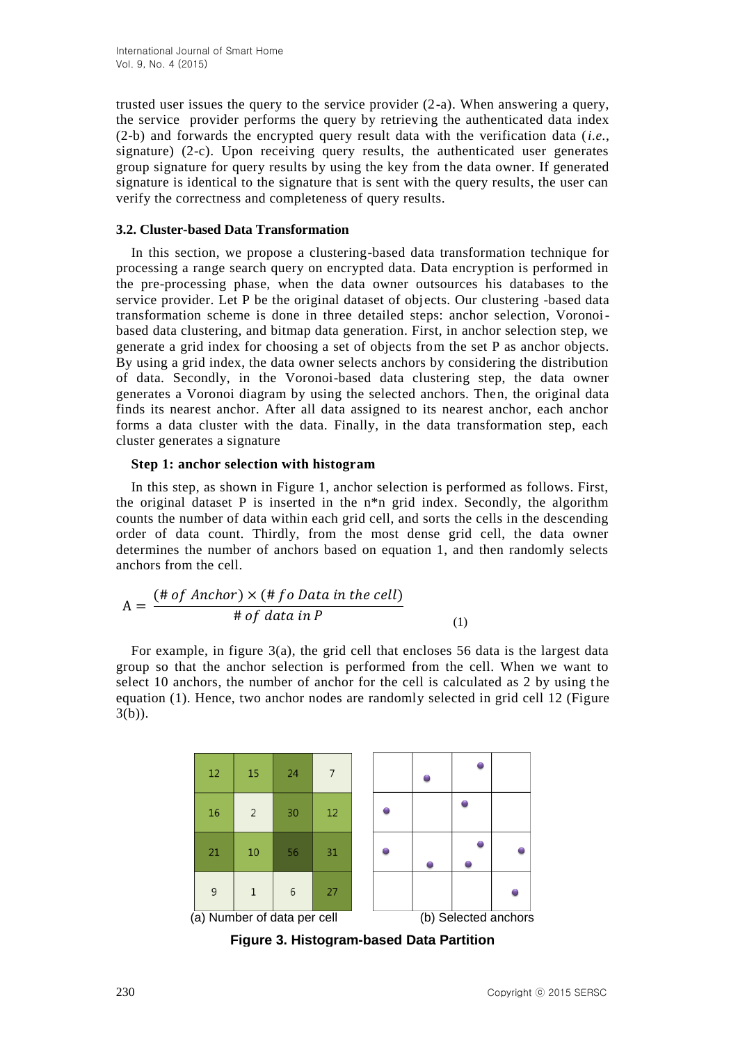trusted user issues the query to the service provider (2-a). When answering a query, the service provider performs the query by retrieving the authenticated data index (2-b) and forwards the encrypted query result data with the verification data (*i.e.*, signature) (2-c). Upon receiving query results, the authenticated user generates group signature for query results by using the key from the data owner. If generated signature is identical to the signature that is sent with the query results, the user can verify the correctness and completeness of query results.

### 3.2. Cluster-based Data Transformation

In this section, we propose a clustering-based data transformation technique for processing a range search query on encrypted data. Data encryption is performed in the pre-processing phase, when the data owner outsources his databases to the service provider. Let P be the original dataset of objects. Our clustering -based data transformation scheme is done in three detailed steps: anchor selection, Voronoi-based data clustering, and bitmap data generation. First, in anchor selection step, we generate a grid index for choosing a set of objects from the set P as anchor objects. By using a grid index, the data owner selects anchors by considering the distribution of data. Secondly, in the Voronoi-based data clustering step, the data owner generates a Voronoi diagram by using the selected anchors. Then, the original data finds its nearest anchor. After all data assigned to its nearest anchor, each anchor forms a data cluster with the data. Finally, in the data transformation step, each cluster generates a signature

**Step 1: anchor selection with histogram**

In this step, as shown in Figure 1, anchor selection is performed as follows. First, the original dataset P is inserted in the n*n grid index. Secondly, the algorithm counts the number of data within each grid cell, and sorts the cells in the descending order of data count. Thirdly, from the most dense grid cell, the data owner determines the number of anchors based on equation 1, and then randomly selects anchors from the cell.

$$\mathrm{A} = \frac{(\#\, of\ Anchor) \times (\#\, fo\ Data\ in\ the\ cell)}{\#\, of\ data\ in\ P} \tag{1}$$

For example, in figure 3(a), the grid cell that encloses 56 data is the largest data group so that the anchor selection is performed from the cell. When we want to select 10 anchors, the number of anchor for the cell is calculated as 2 by using the equation (1). Hence, two anchor nodes are randomly selected in grid cell 12 (Figure 3(b)).

| 12 | 15 | 24 | 7 |
|---|---|---|---|
| 16 | 2 | 30 | 12 |
| 21 | 10 | 56 | 31 |
| 9 | 1 | 6 | 27 |

(a) Number of data per cell

(b) Selected anchors

**Figure 3. Histogram-based Data Partition**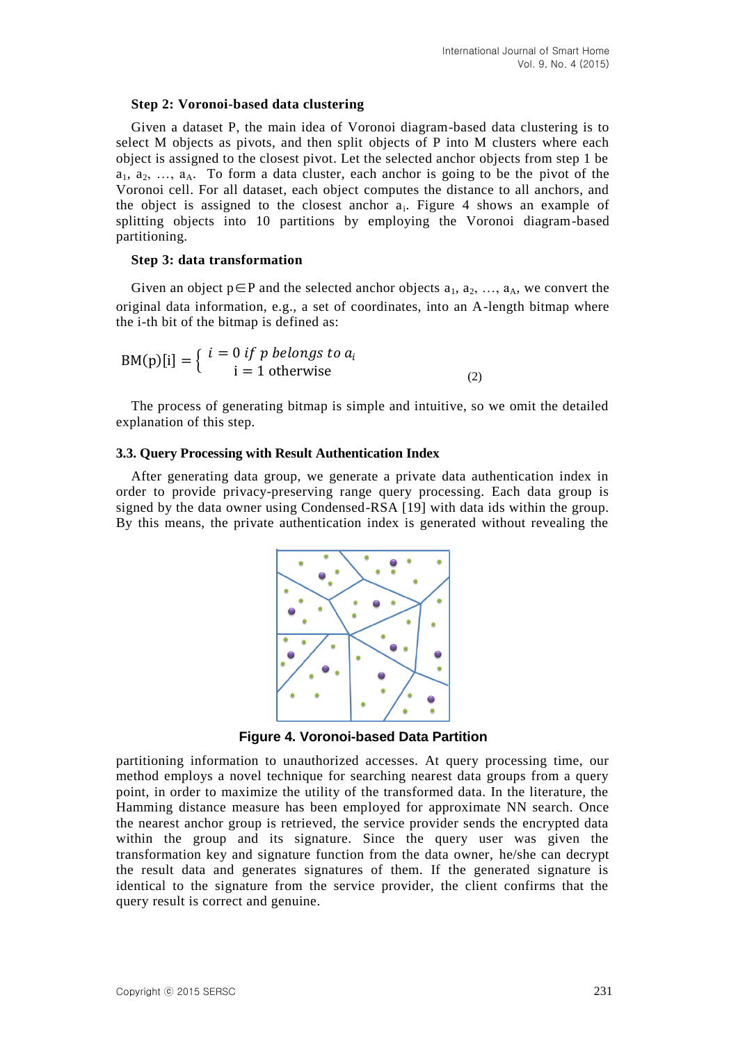**Step 2: Voronoi-based data clustering**

Given a dataset P, the main idea of Voronoi diagram-based data clustering is to select M objects as pivots, and then split objects of P into M clusters where each object is assigned to the closest pivot. Let the selected anchor objects from step 1 be $a_1$, $a_2$, …, $a_A$. To form a data cluster, each anchor is going to be the pivot of the Voronoi cell. For all dataset, each object computes the distance to all anchors, and the object is assigned to the closest anchor $a_i$. Figure 4 shows an example of splitting objects into 10 partitions by employing the Voronoi diagram-based partitioning.

**Step 3: data transformation**

Given an object $p \in P$ and the selected anchor objects $a_1$, $a_2$, …, $a_A$, we convert the original data information, e.g., a set of coordinates, into an A-length bitmap where the i-th bit of the bitmap is defined as:

$$\text{BM(p)[i]} = \begin{cases} i = 0 \; \textit{if p belongs to } a_i \\ \text{i} = 1 \text{ otherwise} \end{cases} \quad (2)$$

The process of generating bitmap is simple and intuitive, so we omit the detailed explanation of this step.

### 3.3. Query Processing with Result Authentication Index

After generating data group, we generate a private data authentication index in order to provide privacy-preserving range query processing. Each data group is signed by the data owner using Condensed-RSA [19] with data ids within the group. By this means, the private authentication index is generated without revealing the partitioning information to unauthorized accesses. At query processing time, our method employs a novel technique for searching nearest data groups from a query point, in order to maximize the utility of the transformed data. In the literature, the Hamming distance measure has been employed for approximate NN search. Once the nearest anchor group is retrieved, the service provider sends the encrypted data within the group and its signature. Since the query user was given the transformation key and signature function from the data owner, he/she can decrypt the result data and generates signatures of them. If the generated signature is identical to the signature from the service provider, the client confirms that the query result is correct and genuine.

**Figure 4. Voronoi-based Data Partition**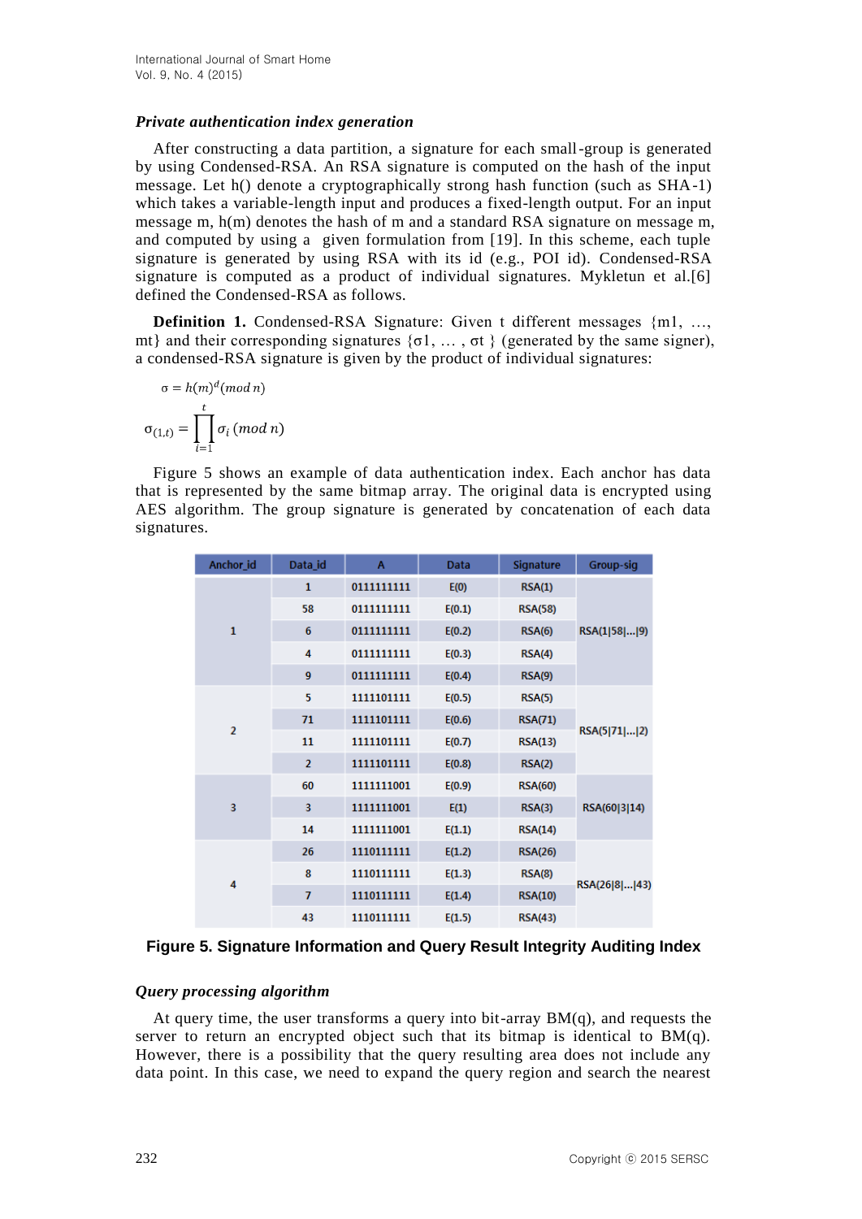***Private authentication index generation***

After constructing a data partition, a signature for each small-group is generated by using Condensed-RSA. An RSA signature is computed on the hash of the input message. Let h() denote a cryptographically strong hash function (such as SHA-1) which takes a variable-length input and produces a fixed-length output. For an input message m, h(m) denotes the hash of m and a standard RSA signature on message m, and computed by using a given formulation from [19]. In this scheme, each tuple signature is generated by using RSA with its id (e.g., POI id). Condensed-RSA signature is computed as a product of individual signatures. Mykletun et al.[6] defined the Condensed-RSA as follows.

**Definition 1.** Condensed-RSA Signature: Given t different messages {m1, …, mt} and their corresponding signatures {σ1, … , σt } (generated by the same signer), a condensed-RSA signature is given by the product of individual signatures:

$$\sigma = h(m)^d (mod\ n)$$

$$\sigma_{(1,t)} = \prod_{i=1}^{t} \sigma_i\ (mod\ n)$$

Figure 5 shows an example of data authentication index. Each anchor has data that is represented by the same bitmap array. The original data is encrypted using AES algorithm. The group signature is generated by concatenation of each data signatures.

| Anchor_id | Data_id | A | Data | Signature | Group-sig |
|---|---|---|---|---|---|
| 1 | 1 | 0111111111 | E(0) | RSA(1) | RSA(1\|58\|…\|9) |
| | 58 | 0111111111 | E(0.1) | RSA(58) | |
| | 6 | 0111111111 | E(0.2) | RSA(6) | |
| | 4 | 0111111111 | E(0.3) | RSA(4) | |
| | 9 | 0111111111 | E(0.4) | RSA(9) | |
| 2 | 5 | 1111101111 | E(0.5) | RSA(5) | RSA(5\|71\|…\|2) |
| | 71 | 1111101111 | E(0.6) | RSA(71) | |
| | 11 | 1111101111 | E(0.7) | RSA(13) | |
| | 2 | 1111101111 | E(0.8) | RSA(2) | |
| 3 | 60 | 1111111001 | E(0.9) | RSA(60) | RSA(60\|3\|14) |
| | 3 | 1111111001 | E(1) | RSA(3) | |
| | 14 | 1111111001 | E(1.1) | RSA(14) | |
| 4 | 26 | 1110111111 | E(1.2) | RSA(26) | RSA(26\|8\|…\|43) |
| | 8 | 1110111111 | E(1.3) | RSA(8) | |
| | 7 | 1110111111 | E(1.4) | RSA(10) | |
| | 43 | 1110111111 | E(1.5) | RSA(43) | |

**Figure 5. Signature Information and Query Result Integrity Auditing Index**

***Query processing algorithm***

At query time, the user transforms a query into bit-array BM(q), and requests the server to return an encrypted object such that its bitmap is identical to BM(q). However, there is a possibility that the query resulting area does not include any data point. In this case, we need to expand the query region and search the nearest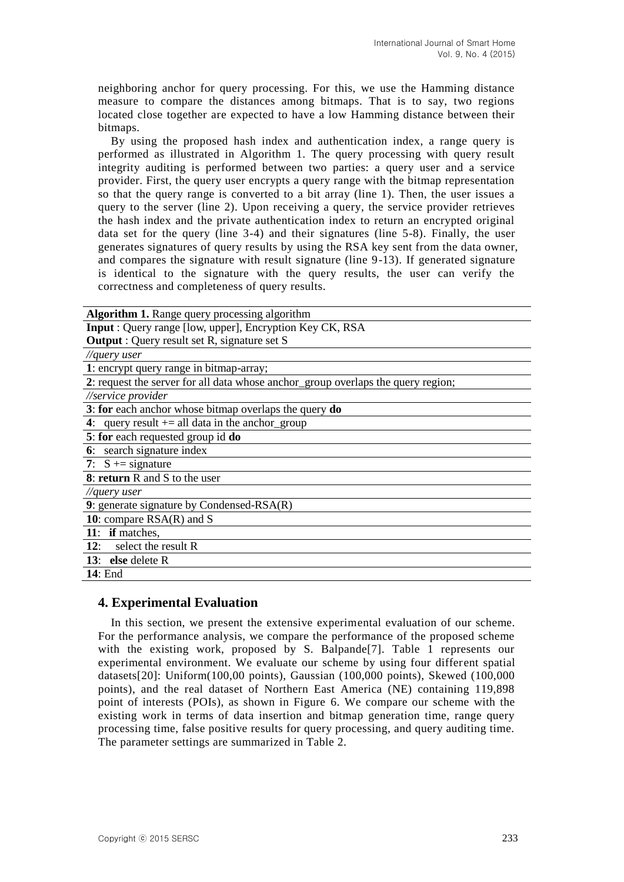neighboring anchor for query processing. For this, we use the Hamming distance measure to compare the distances among bitmaps. That is to say, two regions located close together are expected to have a low Hamming distance between their bitmaps.

By using the proposed hash index and authentication index, a range query is performed as illustrated in Algorithm 1. The query processing with query result integrity auditing is performed between two parties: a query user and a service provider. First, the query user encrypts a query range with the bitmap representation so that the query range is converted to a bit array (line 1). Then, the user issues a query to the server (line 2). Upon receiving a query, the service provider retrieves the hash index and the private authentication index to return an encrypted original data set for the query (line 3-4) and their signatures (line 5-8). Finally, the user generates signatures of query results by using the RSA key sent from the data owner, and compares the signature with result signature (line 9-13). If generated signature is identical to the signature with the query results, the user can verify the correctness and completeness of query results.

**Algorithm 1.** Range query processing algorithm

**Input** : Query range [low, upper], Encryption Key CK, RSA
**Output** : Query result set R, signature set S

```
//query user
1: encrypt query range in bitmap-array;
2: request the server for all data whose anchor_group overlaps the query region;
//service provider
3: for each anchor whose bitmap overlaps the query do
4:   query result += all data in the anchor_group
5: for each requested group id do
6:   search signature index
7:   S += signature
8: return R and S to the user
//query user
9: generate signature by Condensed-RSA(R)
10: compare RSA(R) and S
11:   if matches,
12:     select the result R
13:   else delete R
14: End
```

## 4. Experimental Evaluation

In this section, we present the extensive experimental evaluation of our scheme. For the performance analysis, we compare the performance of the proposed scheme with the existing work, proposed by S. Balpande[7]. Table 1 represents our experimental environment. We evaluate our scheme by using four different spatial datasets[20]: Uniform(100,00 points), Gaussian (100,000 points), Skewed (100,000 points), and the real dataset of Northern East America (NE) containing 119,898 point of interests (POIs), as shown in Figure 6. We compare our scheme with the existing work in terms of data insertion and bitmap generation time, range query processing time, false positive results for query processing, and query auditing time. The parameter settings are summarized in Table 2.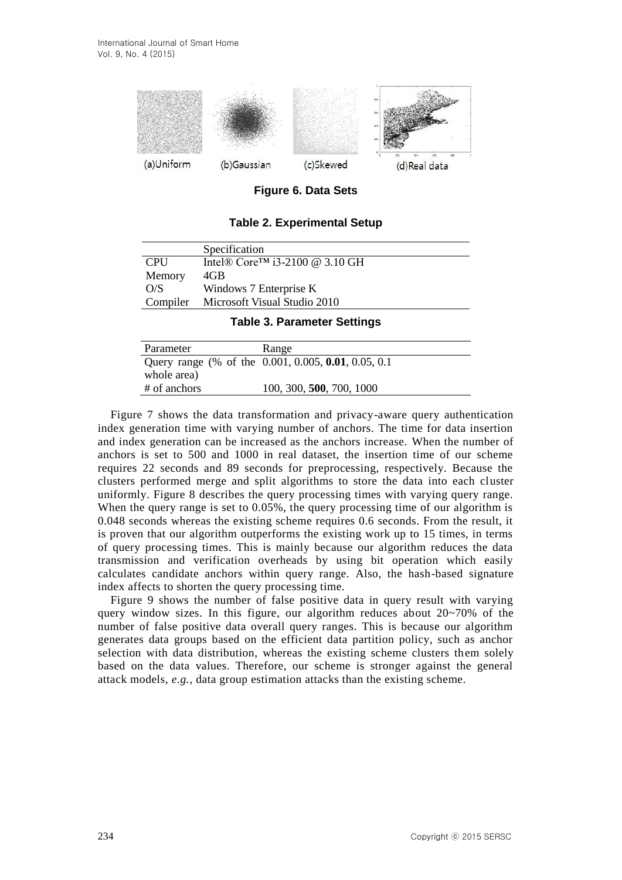Figure 6. Data Sets

**Table 2. Experimental Setup**

| | Specification |
|---|---|
| CPU | Intel® Core™ i3-2100 @ 3.10 GH |
| Memory | 4GB |
| O/S | Windows 7 Enterprise K |
| Compiler | Microsoft Visual Studio 2010 |

**Table 3. Parameter Settings**

| Parameter | Range |
|---|---|
| Query range (% of the whole area) | 0.001, 0.005, **0.01**, 0.05, 0.1 |
| # of anchors | 100, 300, **500**, 700, 1000 |

Figure 7 shows the data transformation and privacy-aware query authentication index generation time with varying number of anchors. The time for data insertion and index generation can be increased as the anchors increase. When the number of anchors is set to 500 and 1000 in real dataset, the insertion time of our scheme requires 22 seconds and 89 seconds for preprocessing, respectively. Because the clusters performed merge and split algorithms to store the data into each cluster uniformly. Figure 8 describes the query processing times with varying query range. When the query range is set to 0.05%, the query processing time of our algorithm is 0.048 seconds whereas the existing scheme requires 0.6 seconds. From the result, it is proven that our algorithm outperforms the existing work up to 15 times, in terms of query processing times. This is mainly because our algorithm reduces the data transmission and verification overheads by using bit operation which easily calculates candidate anchors within query range. Also, the hash-based signature index affects to shorten the query processing time.

Figure 9 shows the number of false positive data in query result with varying query window sizes. In this figure, our algorithm reduces about 20~70% of the number of false positive data overall query ranges. This is because our algorithm generates data groups based on the efficient data partition policy, such as anchor selection with data distribution, whereas the existing scheme clusters them solely based on the data values. Therefore, our scheme is stronger against the general attack models, *e.g.*, data group estimation attacks than the existing scheme.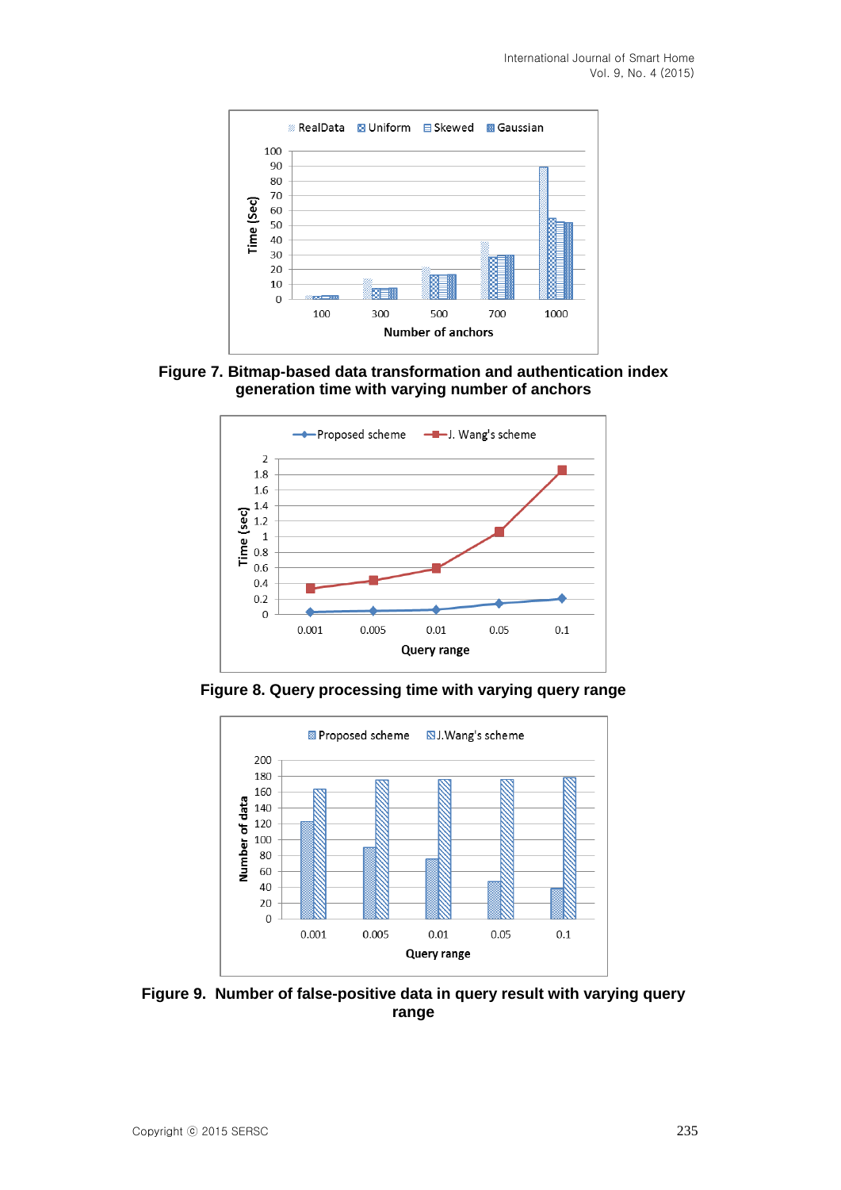Figure 7. Bitmap-based data transformation and authentication index generation time with varying number of anchors

Figure 8. Query processing time with varying query range

Figure 9. Number of false-positive data in query result with varying query range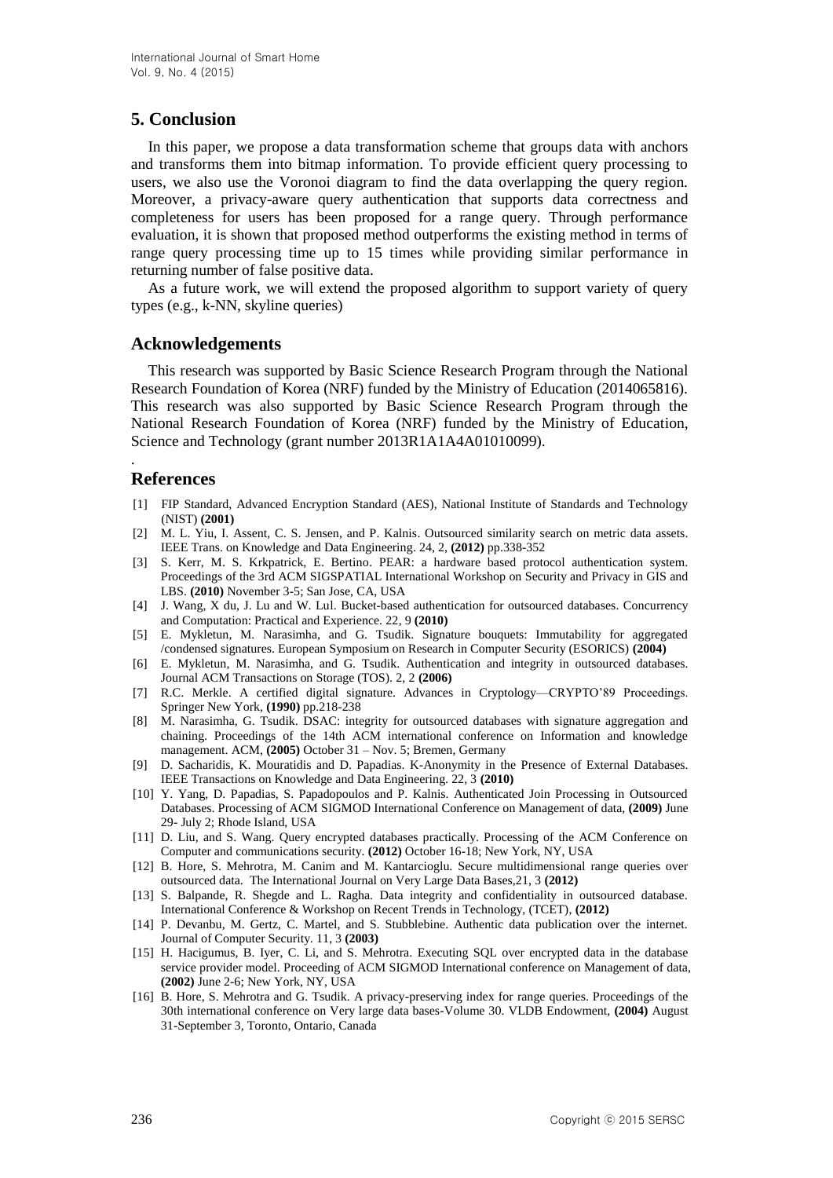## 5. Conclusion

In this paper, we propose a data transformation scheme that groups data with anchors and transforms them into bitmap information. To provide efficient query processing to users, we also use the Voronoi diagram to find the data overlapping the query region. Moreover, a privacy-aware query authentication that supports data correctness and completeness for users has been proposed for a range query. Through performance evaluation, it is shown that proposed method outperforms the existing method in terms of range query processing time up to 15 times while providing similar performance in returning number of false positive data.

As a future work, we will extend the proposed algorithm to support variety of query types (e.g., k-NN, skyline queries)

## Acknowledgements

This research was supported by Basic Science Research Program through the National Research Foundation of Korea (NRF) funded by the Ministry of Education (2014065816). This research was also supported by Basic Science Research Program through the National Research Foundation of Korea (NRF) funded by the Ministry of Education, Science and Technology (grant number 2013R1A1A4A01010099).

.

## References

[1] FIP Standard, Advanced Encryption Standard (AES), National Institute of Standards and Technology (NIST) **(2001)**

[2] M. L. Yiu, I. Assent, C. S. Jensen, and P. Kalnis. Outsourced similarity search on metric data assets. IEEE Trans. on Knowledge and Data Engineering. 24, 2, **(2012)** pp.338-352

[3] S. Kerr, M. S. Krkpatrick, E. Bertino. PEAR: a hardware based protocol authentication system. Proceedings of the 3rd ACM SIGSPATIAL International Workshop on Security and Privacy in GIS and LBS. **(2010)** November 3-5; San Jose, CA, USA

[4] J. Wang, X du, J. Lu and W. Lul. Bucket-based authentication for outsourced databases. Concurrency and Computation: Practical and Experience. 22, 9 **(2010)**

[5] E. Mykletun, M. Narasimha, and G. Tsudik. Signature bouquets: Immutability for aggregated /condensed signatures. European Symposium on Research in Computer Security (ESORICS) **(2004)**

[6] E. Mykletun, M. Narasimha, and G. Tsudik. Authentication and integrity in outsourced databases. Journal ACM Transactions on Storage (TOS). 2, 2 **(2006)**

[7] R.C. Merkle. A certified digital signature. Advances in Cryptology—CRYPTO'89 Proceedings. Springer New York, **(1990)** pp.218-238

[8] M. Narasimha, G. Tsudik. DSAC: integrity for outsourced databases with signature aggregation and chaining. Proceedings of the 14th ACM international conference on Information and knowledge management. ACM, **(2005)** October 31 – Nov. 5; Bremen, Germany

[9] D. Sacharidis, K. Mouratidis and D. Papadias. K-Anonymity in the Presence of External Databases. IEEE Transactions on Knowledge and Data Engineering. 22, 3 **(2010)**

[10] Y. Yang, D. Papadias, S. Papadopoulos and P. Kalnis. Authenticated Join Processing in Outsourced Databases. Processing of ACM SIGMOD International Conference on Management of data, **(2009)** June 29- July 2; Rhode Island, USA

[11] D. Liu, and S. Wang. Query encrypted databases practically. Processing of the ACM Conference on Computer and communications security. **(2012)** October 16-18; New York, NY, USA

[12] B. Hore, S. Mehrotra, M. Canim and M. Kantarcioglu. Secure multidimensional range queries over outsourced data. The International Journal on Very Large Data Bases,21, 3 **(2012)**

[13] S. Balpande, R. Shegde and L. Ragha. Data integrity and confidentiality in outsourced database. International Conference & Workshop on Recent Trends in Technology, (TCET), **(2012)**

[14] P. Devanbu, M. Gertz, C. Martel, and S. Stubblebine. Authentic data publication over the internet. Journal of Computer Security. 11, 3 **(2003)**

[15] H. Hacigumus, B. Iyer, C. Li, and S. Mehrotra. Executing SQL over encrypted data in the database service provider model. Proceeding of ACM SIGMOD International conference on Management of data, **(2002)** June 2-6; New York, NY, USA

[16] B. Hore, S. Mehrotra and G. Tsudik. A privacy-preserving index for range queries. Proceedings of the 30th international conference on Very large data bases-Volume 30. VLDB Endowment, **(2004)** August 31-September 3, Toronto, Ontario, Canada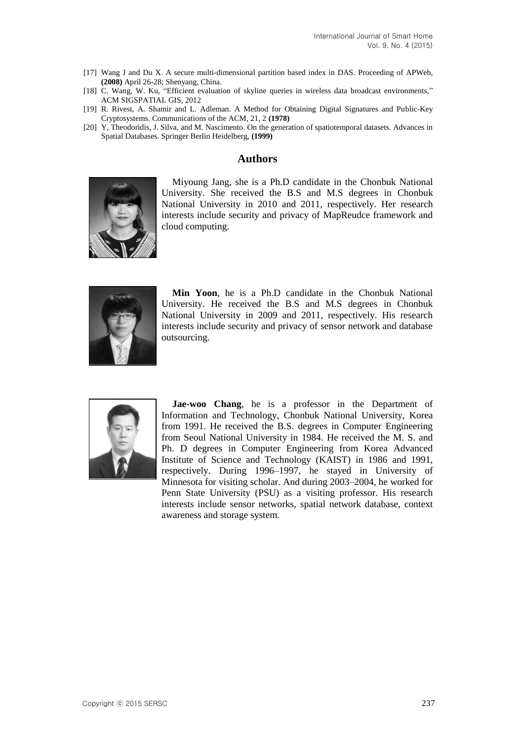[17] Wang J and Du X. A secure multi-dimensional partition based index in DAS. Proceeding of APWeb, **(2008)** April 26-28; Shenyang, China.

[18] C. Wang, W. Ku, "Efficient evaluation of skyline queries in wireless data broadcast environments," ACM SIGSPATIAL GIS, 2012

[19] R. Rivest, A. Shamir and L. Adleman. A Method for Obtaining Digital Signatures and Public-Key Cryptosystems. Communications of the ACM, 21, 2 **(1978)**

[20] Y, Theodoridis, J. Silva, and M. Nascimento. On the generation of spatiotemporal datasets. Advances in Spatial Databases. Springer Berlin Heidelberg, **(1999)**

## Authors

Miyoung Jang, she is a Ph.D candidate in the Chonbuk National University. She received the B.S and M.S degrees in Chonbuk National University in 2010 and 2011, respectively. Her research interests include security and privacy of MapReudce framework and cloud computing.

**Min Yoon**, he is a Ph.D candidate in the Chonbuk National University. He received the B.S and M.S degrees in Chonbuk National University in 2009 and 2011, respectively. His research interests include security and privacy of sensor network and database outsourcing.

**Jae-woo Chang**, he is a professor in the Department of Information and Technology, Chonbuk National University, Korea from 1991. He received the B.S. degrees in Computer Engineering from Seoul National University in 1984. He received the M. S. and Ph. D degrees in Computer Engineering from Korea Advanced Institute of Science and Technology (KAIST) in 1986 and 1991, respectively. During 1996–1997, he stayed in University of Minnesota for visiting scholar. And during 2003–2004, he worked for Penn State University (PSU) as a visiting professor. His research interests include sensor networks, spatial network database, context awareness and storage system.